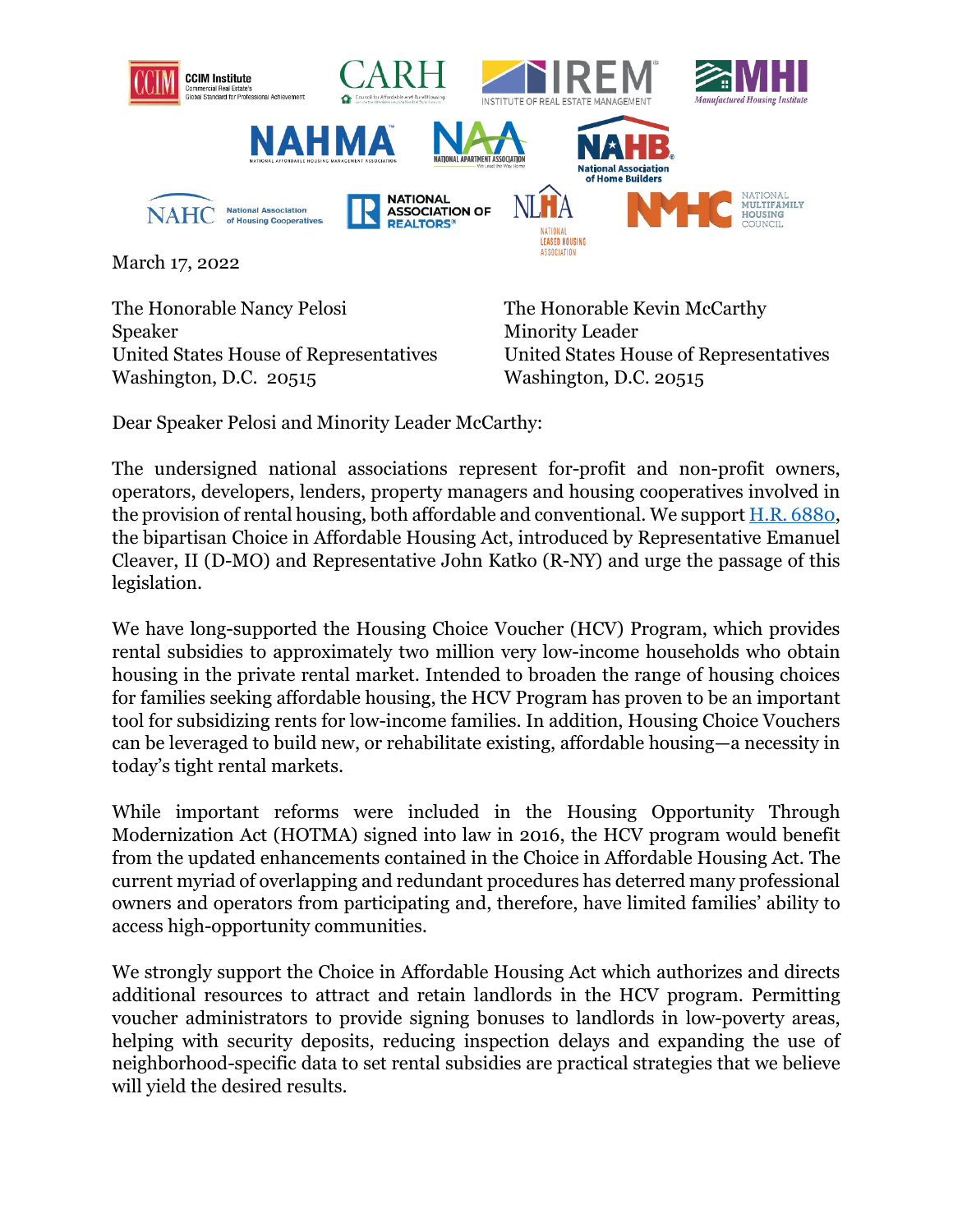March 17, 2022

The Honorable Nancy Pelosi
Speaker
United States House of Representatives
Washington, D.C. 20515

The Honorable Kevin McCarthy
Minority Leader
United States House of Representatives
Washington, D.C. 20515

Dear Speaker Pelosi and Minority Leader McCarthy:

The undersigned national associations represent for-profit and non-profit owners, operators, developers, lenders, property managers and housing cooperatives involved in the provision of rental housing, both affordable and conventional. We support H.R. 6880, the bipartisan Choice in Affordable Housing Act, introduced by Representative Emanuel Cleaver, II (D-MO) and Representative John Katko (R-NY) and urge the passage of this legislation.

We have long-supported the Housing Choice Voucher (HCV) Program, which provides rental subsidies to approximately two million very low-income households who obtain housing in the private rental market. Intended to broaden the range of housing choices for families seeking affordable housing, the HCV Program has proven to be an important tool for subsidizing rents for low-income families. In addition, Housing Choice Vouchers can be leveraged to build new, or rehabilitate existing, affordable housing—a necessity in today's tight rental markets.

While important reforms were included in the Housing Opportunity Through Modernization Act (HOTMA) signed into law in 2016, the HCV program would benefit from the updated enhancements contained in the Choice in Affordable Housing Act. The current myriad of overlapping and redundant procedures has deterred many professional owners and operators from participating and, therefore, have limited families' ability to access high-opportunity communities.

We strongly support the Choice in Affordable Housing Act which authorizes and directs additional resources to attract and retain landlords in the HCV program. Permitting voucher administrators to provide signing bonuses to landlords in low-poverty areas, helping with security deposits, reducing inspection delays and expanding the use of neighborhood-specific data to set rental subsidies are practical strategies that we believe will yield the desired results.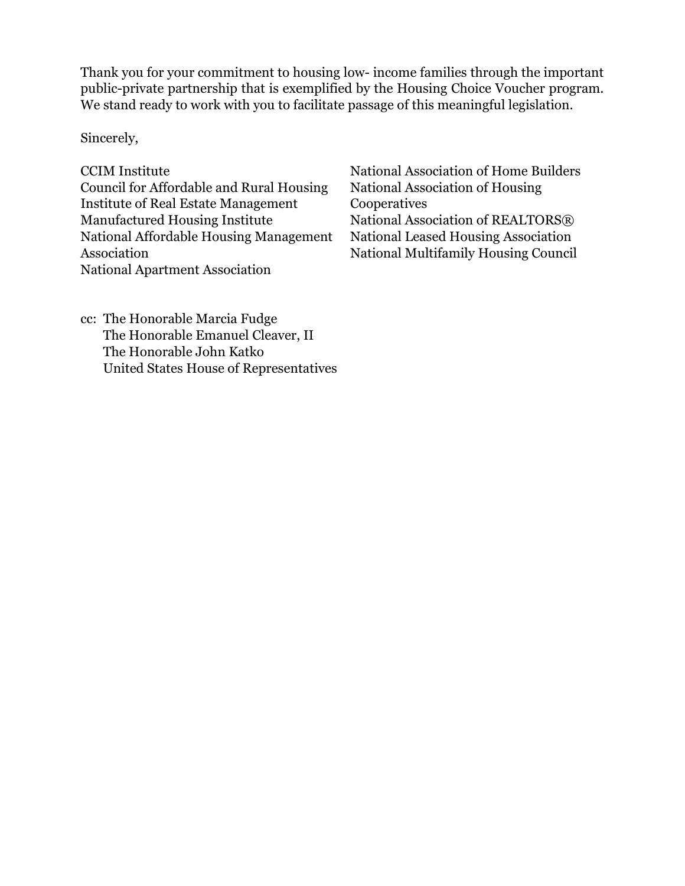Thank you for your commitment to housing low- income families through the important public-private partnership that is exemplified by the Housing Choice Voucher program. We stand ready to work with you to facilitate passage of this meaningful legislation.

Sincerely,

CCIM Institute
Council for Affordable and Rural Housing
Institute of Real Estate Management
Manufactured Housing Institute
National Affordable Housing Management Association
National Apartment Association
National Association of Home Builders
National Association of Housing Cooperatives
National Association of REALTORS®
National Leased Housing Association
National Multifamily Housing Council

cc: The Honorable Marcia Fudge
The Honorable Emanuel Cleaver, II
The Honorable John Katko
United States House of Representatives